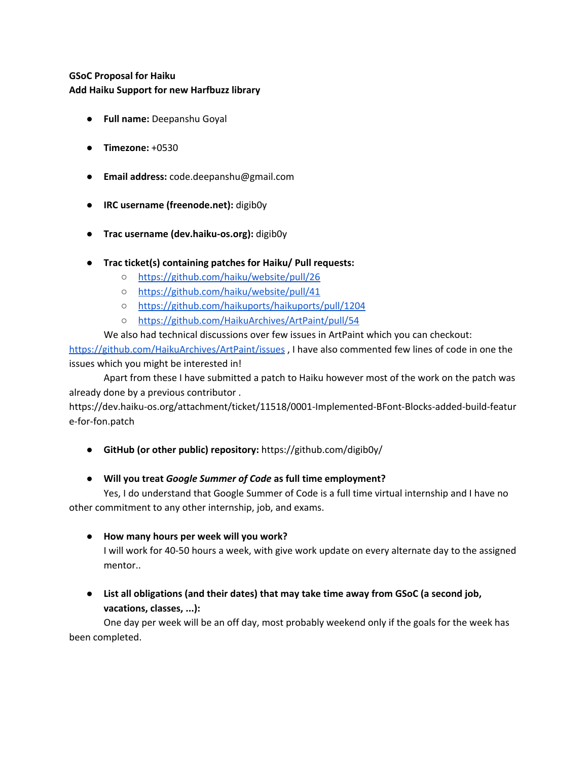**GSoC Proposal for Haiku**
**Add Haiku Support for new Harfbuzz library**

- **Full name:** Deepanshu Goyal
- **Timezone:** +0530
- **Email address:** code.deepanshu@gmail.com
- **IRC username (freenode.net):** digib0y
- **Trac username (dev.haiku-os.org):** digib0y
- **Trac ticket(s) containing patches for Haiku/ Pull requests:**
  - [https://github.com/haiku/website/pull/26](https://github.com/haiku/website/pull/26)
  - [https://github.com/haiku/website/pull/41](https://github.com/haiku/website/pull/41)
  - [https://github.com/haikuports/haikuports/pull/1204](https://github.com/haikuports/haikuports/pull/1204)
  - [https://github.com/HaikuArchives/ArtPaint/pull/54](https://github.com/HaikuArchives/ArtPaint/pull/54)

We also had technical discussions over few issues in ArtPaint which you can checkout: [https://github.com/HaikuArchives/ArtPaint/issues](https://github.com/HaikuArchives/ArtPaint/issues) , I have also commented few lines of code in one the issues which you might be interested in!

Apart from these I have submitted a patch to Haiku however most of the work on the patch was already done by a previous contributor . https://dev.haiku-os.org/attachment/ticket/11518/0001-Implemented-BFont-Blocks-added-build-feature-for-fon.patch

- **GitHub (or other public) repository:** https://github.com/digib0y/
- **Will you treat *Google Summer of Code* as full time employment?**

Yes, I do understand that Google Summer of Code is a full time virtual internship and I have no other commitment to any other internship, job, and exams.

- **How many hours per week will you work?**
  I will work for 40-50 hours a week, with give work update on every alternate day to the assigned mentor..
- **List all obligations (and their dates) that may take time away from GSoC (a second job, vacations, classes, ...):**

One day per week will be an off day, most probably weekend only if the goals for the week has been completed.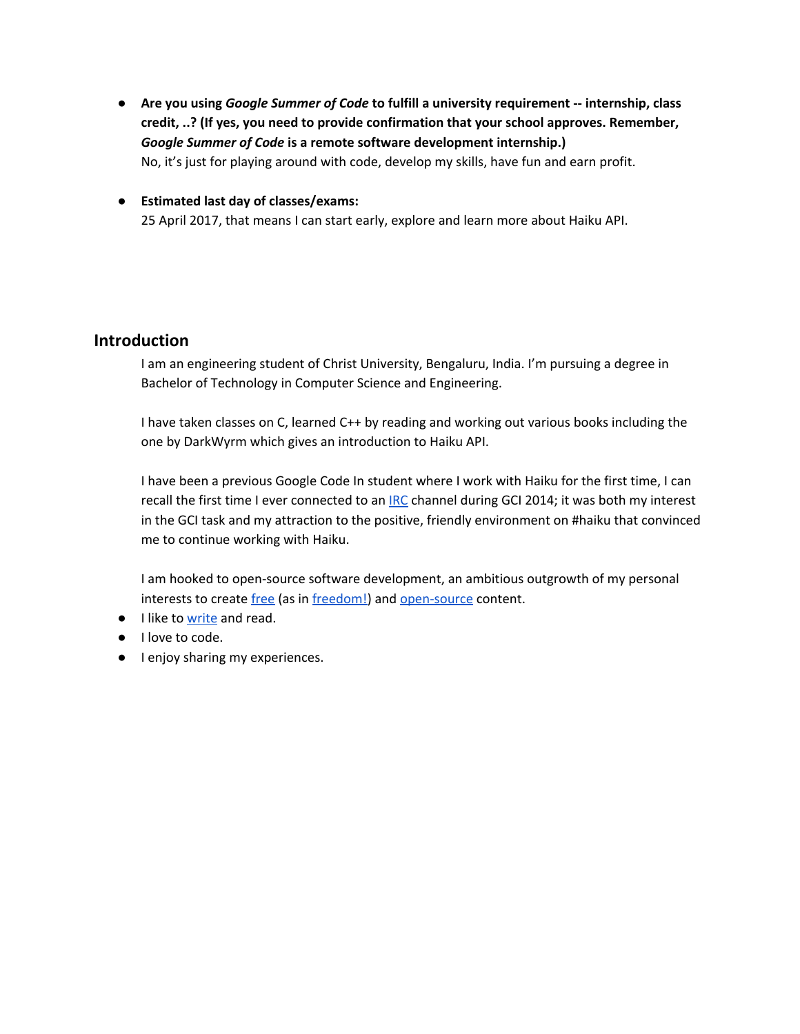- **Are you using *Google Summer of Code* to fulfill a university requirement -- internship, class credit, ..? (If yes, you need to provide confirmation that your school approves. Remember, *Google Summer of Code* is a remote software development internship.)**
  No, it's just for playing around with code, develop my skills, have fun and earn profit.

- **Estimated last day of classes/exams:**
  25 April 2017, that means I can start early, explore and learn more about Haiku API.

## Introduction

I am an engineering student of Christ University, Bengaluru, India. I'm pursuing a degree in Bachelor of Technology in Computer Science and Engineering.

I have taken classes on C, learned C++ by reading and working out various books including the one by DarkWyrm which gives an introduction to Haiku API.

I have been a previous Google Code In student where I work with Haiku for the first time, I can recall the first time I ever connected to an IRC channel during GCI 2014; it was both my interest in the GCI task and my attraction to the positive, friendly environment on #haiku that convinced me to continue working with Haiku.

I am hooked to open-source software development, an ambitious outgrowth of my personal interests to create free (as in freedom!) and open-source content.

- I like to write and read.
- I love to code.
- I enjoy sharing my experiences.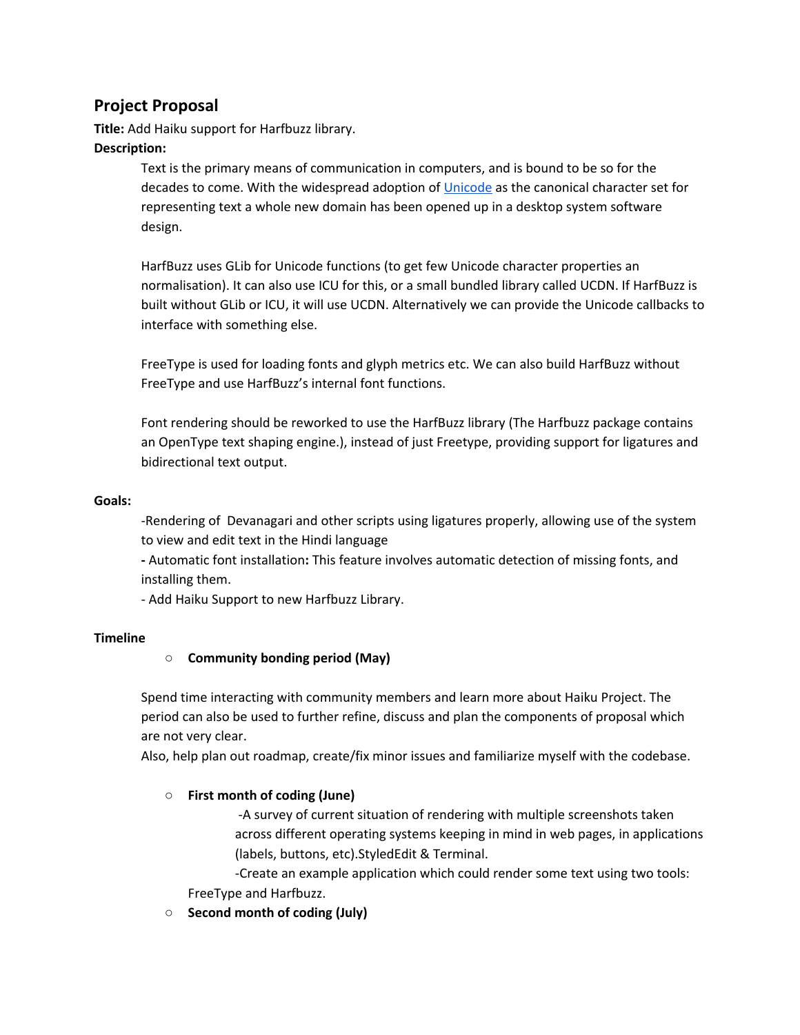## Project Proposal

**Title:** Add Haiku support for Harfbuzz library.

**Description:**

Text is the primary means of communication in computers, and is bound to be so for the decades to come. With the widespread adoption of [Unicode](Unicode) as the canonical character set for representing text a whole new domain has been opened up in a desktop system software design.

HarfBuzz uses GLib for Unicode functions (to get few Unicode character properties an normalisation). It can also use ICU for this, or a small bundled library called UCDN. If HarfBuzz is built without GLib or ICU, it will use UCDN. Alternatively we can provide the Unicode callbacks to interface with something else.

FreeType is used for loading fonts and glyph metrics etc. We can also build HarfBuzz without FreeType and use HarfBuzz's internal font functions.

Font rendering should be reworked to use the HarfBuzz library (The Harfbuzz package contains an OpenType text shaping engine.), instead of just Freetype, providing support for ligatures and bidirectional text output.

**Goals:**

-Rendering of Devanagari and other scripts using ligatures properly, allowing use of the system to view and edit text in the Hindi language

**-** Automatic font installation**:** This feature involves automatic detection of missing fonts, and installing them.

- Add Haiku Support to new Harfbuzz Library.

**Timeline**

- **Community bonding period (May)**

Spend time interacting with community members and learn more about Haiku Project. The period can also be used to further refine, discuss and plan the components of proposal which are not very clear.

Also, help plan out roadmap, create/fix minor issues and familiarize myself with the codebase.

- **First month of coding (June)**

  -A survey of current situation of rendering with multiple screenshots taken across different operating systems keeping in mind in web pages, in applications (labels, buttons, etc).StyledEdit & Terminal.

  -Create an example application which could render some text using two tools: FreeType and Harfbuzz.

- **Second month of coding (July)**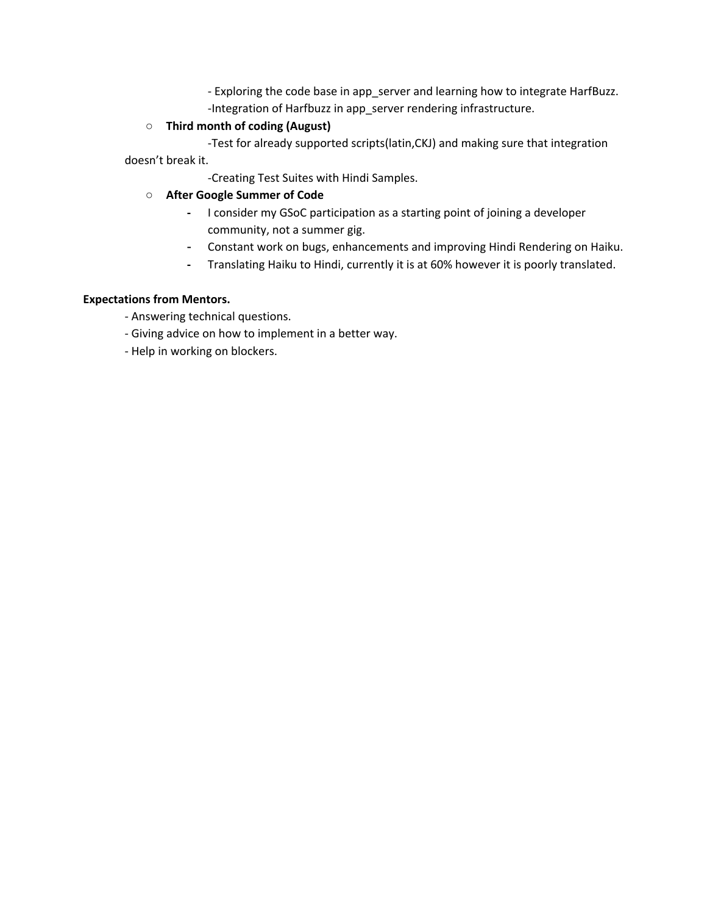- Exploring the code base in app_server and learning how to integrate HarfBuzz.
  - Integration of Harfbuzz in app_server rendering infrastructure.

- **Third month of coding (August)**
  - Test for already supported scripts(latin,CKJ) and making sure that integration doesn't break it.
  - Creating Test Suites with Hindi Samples.

- **After Google Summer of Code**
  - I consider my GSoC participation as a starting point of joining a developer community, not a summer gig.
  - Constant work on bugs, enhancements and improving Hindi Rendering on Haiku.
  - Translating Haiku to Hindi, currently it is at 60% however it is poorly translated.

**Expectations from Mentors.**

- Answering technical questions.
- Giving advice on how to implement in a better way.
- Help in working on blockers.